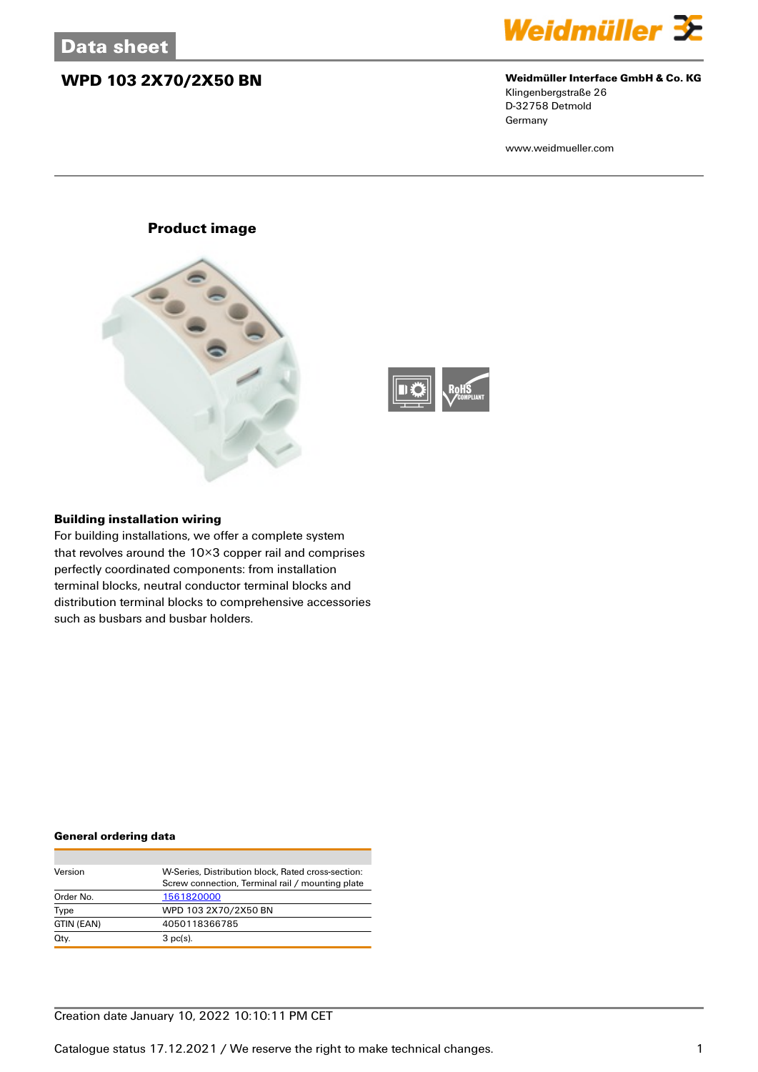# Data sheet

## WPD 103 2X70/2X50 BN

**Weidmüller Interface GmbH & Co. KG**
Klingenbergstraße 26
D-32758 Detmold
Germany

www.weidmueller.com

### Product image

### Building installation wiring

For building installations, we offer a complete system that revolves around the 10×3 copper rail and comprises perfectly coordinated components: from installation terminal blocks, neutral conductor terminal blocks and distribution terminal blocks to comprehensive accessories such as busbars and busbar holders.

### General ordering data

| | |
|---|---|
| Version | W-Series, Distribution block, Rated cross-section: Screw connection, Terminal rail / mounting plate |
| Order No. | 1561820000 |
| Type | WPD 103 2X70/2X50 BN |
| GTIN (EAN) | 4050118366785 |
| Qty. | 3 pc(s). |

Creation date January 10, 2022 10:10:11 PM CET

Catalogue status 17.12.2021 / We reserve the right to make technical changes.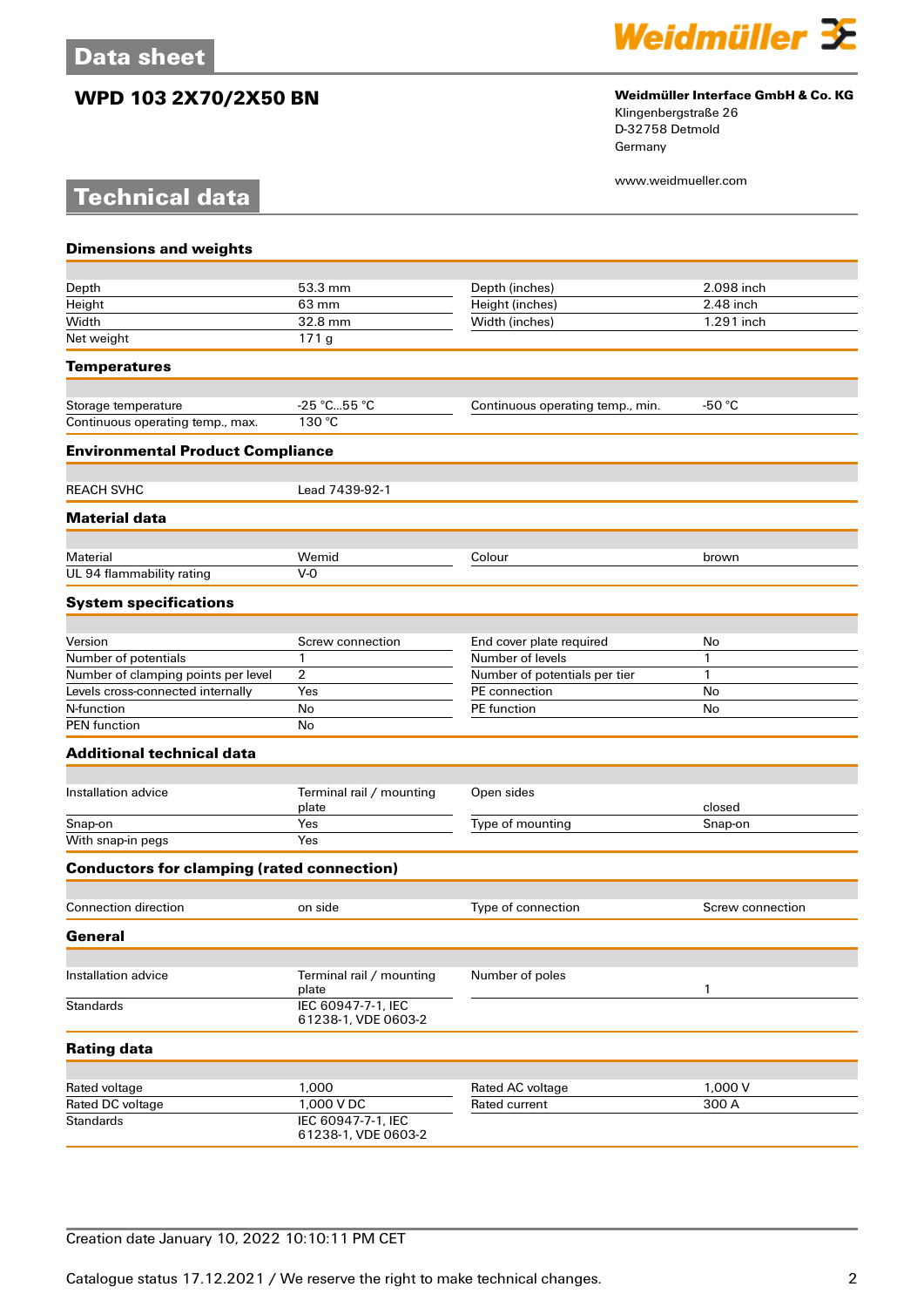# Data sheet

## WPD 103 2X70/2X50 BN

**Weidmüller Interface GmbH & Co. KG**
Klingenbergstraße 26
D-32758 Detmold
Germany

www.weidmueller.com

# Technical data

### Dimensions and weights

| | | | |
|---|---|---|---|
| Depth | 53.3 mm | Depth (inches) | 2.098 inch |
| Height | 63 mm | Height (inches) | 2.48 inch |
| Width | 32.8 mm | Width (inches) | 1.291 inch |
| Net weight | 171 g | | |

### Temperatures

| | | | |
|---|---|---|---|
| Storage temperature | -25 °C...55 °C | Continuous operating temp., min. | -50 °C |
| Continuous operating temp., max. | 130 °C | | |

### Environmental Product Compliance

| | |
|---|---|
| REACH SVHC | Lead 7439-92-1 |

### Material data

| | | | |
|---|---|---|---|
| Material | Wemid | Colour | brown |
| UL 94 flammability rating | V-0 | | |

### System specifications

| | | | |
|---|---|---|---|
| Version | Screw connection | End cover plate required | No |
| Number of potentials | 1 | Number of levels | 1 |
| Number of clamping points per level | 2 | Number of potentials per tier | 1 |
| Levels cross-connected internally | Yes | PE connection | No |
| N-function | No | PE function | No |
| PEN function | No | | |

### Additional technical data

| | | | |
|---|---|---|---|
| Installation advice | Terminal rail / mounting plate | Open sides | closed |
| Snap-on | Yes | Type of mounting | Snap-on |
| With snap-in pegs | Yes | | |

### Conductors for clamping (rated connection)

| | | | |
|---|---|---|---|
| Connection direction | on side | Type of connection | Screw connection |

### General

| | | | |
|---|---|---|---|
| Installation advice | Terminal rail / mounting plate | Number of poles | 1 |
| Standards | IEC 60947-7-1, IEC 61238-1, VDE 0603-2 | | |

### Rating data

| | | | |
|---|---|---|---|
| Rated voltage | 1,000 | Rated AC voltage | 1,000 V |
| Rated DC voltage | 1,000 V DC | Rated current | 300 A |
| Standards | IEC 60947-7-1, IEC 61238-1, VDE 0603-2 | | |

Creation date January 10, 2022 10:10:11 PM CET

Catalogue status 17.12.2021 / We reserve the right to make technical changes.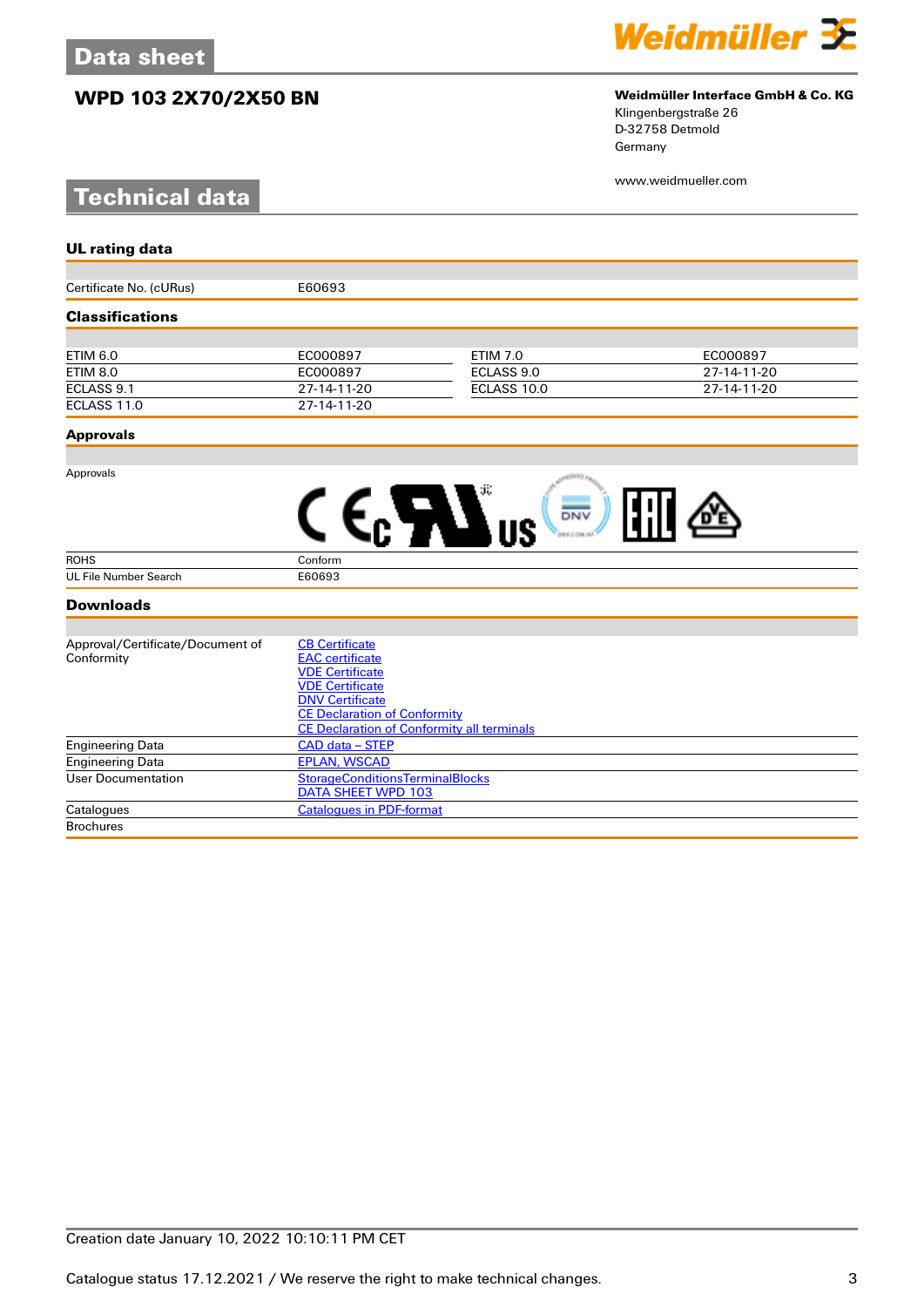# Data sheet

## WPD 103 2X70/2X50 BN

**Weidmüller Interface GmbH & Co. KG**
Klingenbergstraße 26
D-32758 Detmold
Germany

www.weidmueller.com

# Technical data

### UL rating data

| | |
|---|---|
| Certificate No. (cURus) | E60693 |

### Classifications

| | | | |
|---|---|---|---|
| ETIM 6.0 | EC000897 | ETIM 7.0 | EC000897 |
| ETIM 8.0 | EC000897 | ECLASS 9.0 | 27-14-11-20 |
| ECLASS 9.1 | 27-14-11-20 | ECLASS 10.0 | 27-14-11-20 |
| ECLASS 11.0 | 27-14-11-20 | | |

### Approvals

| | |
|---|---|
| Approvals | |
| ROHS | Conform |
| UL File Number Search | E60693 |

### Downloads

| | |
|---|---|
| Approval/Certificate/Document of Conformity | CB Certificate<br>EAC certificate<br>VDE Certificate<br>VDE Certificate<br>DNV Certificate<br>CE Declaration of Conformity<br>CE Declaration of Conformity all terminals |
| Engineering Data | CAD data – STEP |
| Engineering Data | EPLAN, WSCAD |
| User Documentation | StorageConditionsTerminalBlocks<br>DATA SHEET WPD 103 |
| Catalogues | Catalogues in PDF-format |
| Brochures | |

Creation date January 10, 2022 10:10:11 PM CET

Catalogue status 17.12.2021 / We reserve the right to make technical changes.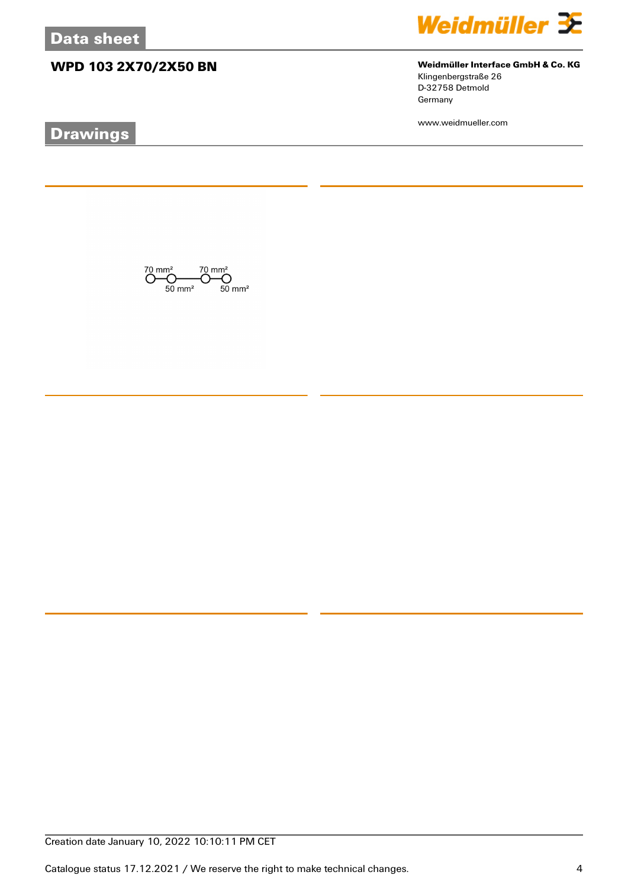# Data sheet

## WPD 103 2X70/2X50 BN

**Weidmüller Interface GmbH & Co. KG**
Klingenbergstraße 26
D-32758 Detmold
Germany

www.weidmueller.com

## Drawings

70 mm² 70 mm²
50 mm² 50 mm²

Creation date January 10, 2022 10:10:11 PM CET

Catalogue status 17.12.2021 / We reserve the right to make technical changes.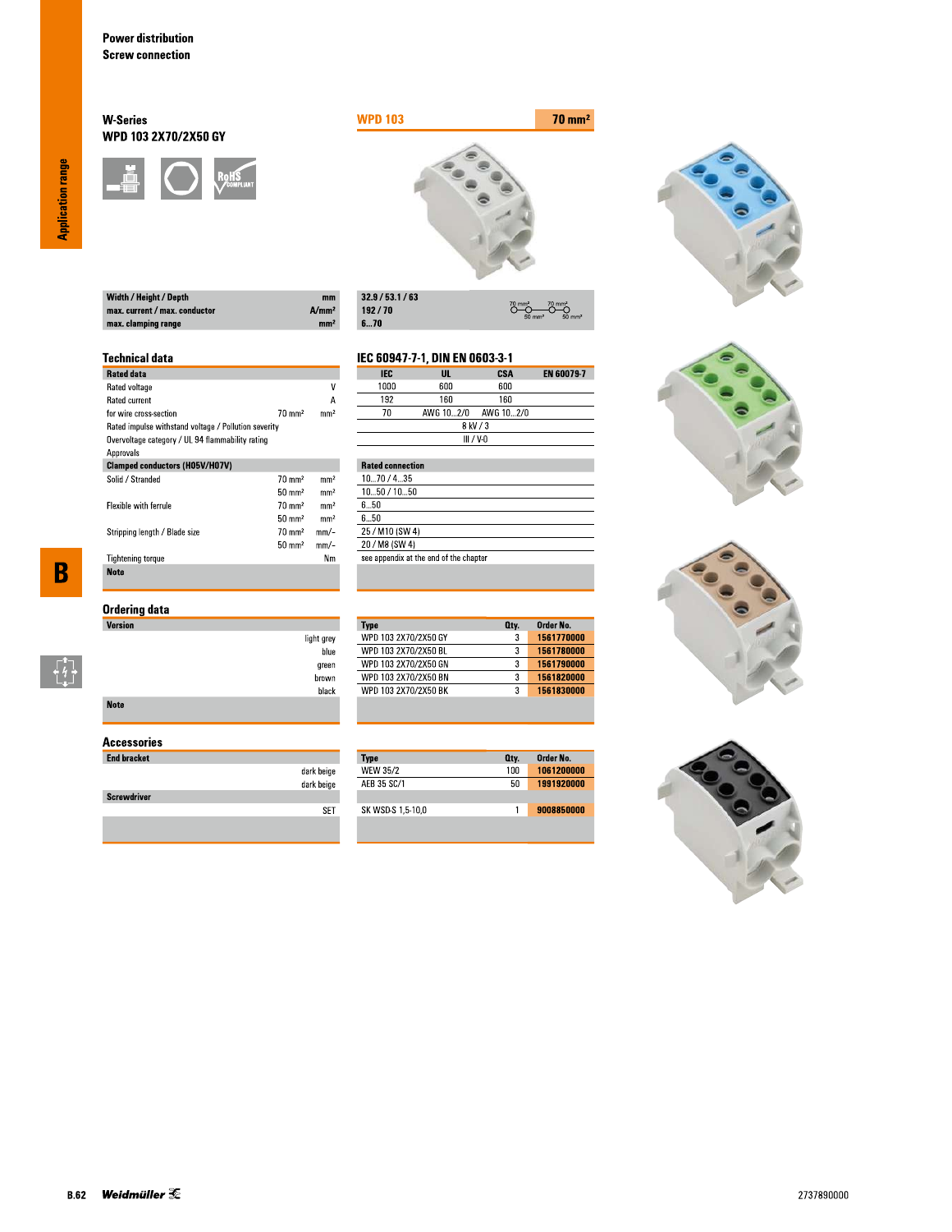## W-Series
### WPD 103 2X70/2X50 GY

**WPD 103** — **70 mm²**

| | | |
|---|---|---|
| Width / Height / Depth | mm | 32.9 / 53.1 / 63 |
| max. current / max. conductor | A/mm² | 192 / 70 |
| max. clamping range | mm² | 6...70 |

### Technical data

**IEC 60947-7-1, DIN EN 0603-3-1**

| Rated data | | | IEC | UL | CSA | EN 60079-7 |
|---|---|---|---|---|---|---|
| Rated voltage | | V | 1000 | 600 | 600 | |
| Rated current | | A | 192 | 160 | 160 | |
| for wire cross-section | 70 mm² | mm² | 70 | AWG 10...2/0 | AWG 10...2/0 | |
| Rated impulse withstand voltage / Pollution severity | | | 8 kV / 3 | | | |
| Overvoltage category / UL 94 flammability rating | | | III / V-0 | | | |
| Approvals | | | | | | |

| Clamped conductors (H05V/H07V) | | | Rated connection |
|---|---|---|---|
| Solid / Stranded | 70 mm² | mm² | 10...70 / 4...35 |
| | 50 mm² | mm² | 10...50 / 10...50 |
| Flexible with ferrule | 70 mm² | mm² | 6...50 |
| | 50 mm² | mm² | 6...50 |
| Stripping length / Blade size | 70 mm² | mm/– | 25 / M10 (SW 4) |
| | 50 mm² | mm/– | 20 / M8 (SW 4) |
| Tightening torque | | Nm | see appendix at the end of the chapter |
| **Note** | | | |

### Ordering data

| Version | Type | Qty. | Order No. |
|---|---|---|---|
| light grey | WPD 103 2X70/2X50 GY | 3 | 1561770000 |
| blue | WPD 103 2X70/2X50 BL | 3 | 1561780000 |
| green | WPD 103 2X70/2X50 GN | 3 | 1561790000 |
| brown | WPD 103 2X70/2X50 BN | 3 | 1561820000 |
| black | WPD 103 2X70/2X50 BK | 3 | 1561830000 |
| **Note** | | | |

### Accessories

| | Type | Qty. | Order No. |
|---|---|---|---|
| **End bracket** | | | |
| dark beige | WEW 35/2 | 100 | 1061200000 |
| dark beige | AEB 35 SC/1 | 50 | 1991920000 |
| **Screwdriver** | | | |
| SET | SK WSD-S 1,5-10,0 | 1 | 9008850000 |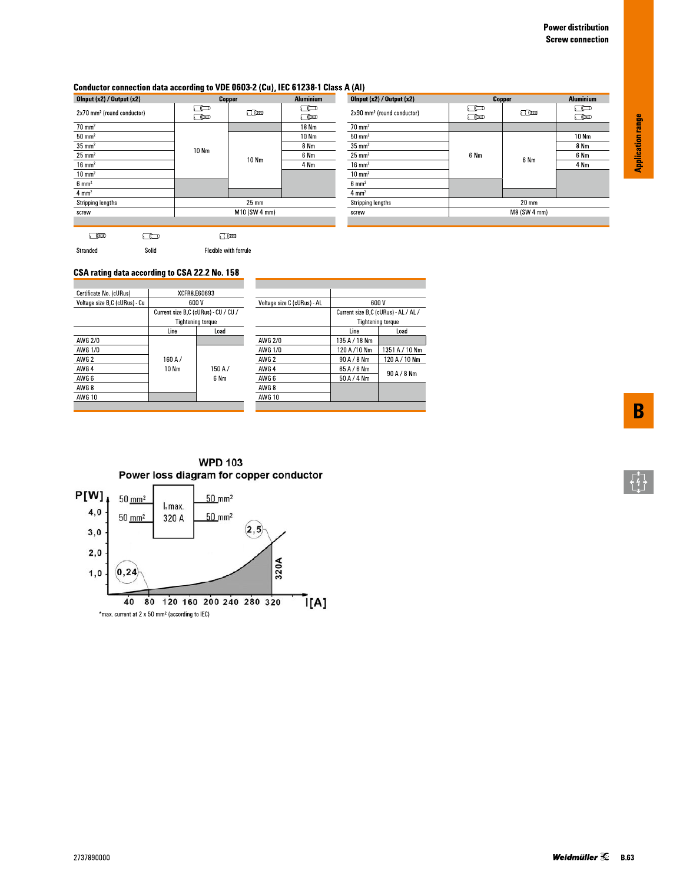## Conductor connection data according to VDE 0603-2 (Cu), IEC 61238-1 Class A (Al)

| OInput (x2) / Output (x2) | Copper | | Aluminium |
|---|---|---|---|
| 2x70 mm² (round conductor) | Solid / Stranded | Flexible with ferrule | Solid / Stranded |
| 70 mm² | 10 Nm | | 18 Nm |
| 50 mm² | 10 Nm | 10 Nm | 10 Nm |
| 35 mm² | 10 Nm | 10 Nm | 8 Nm |
| 25 mm² | 10 Nm | 10 Nm | 6 Nm |
| 16 mm² | 10 Nm | 10 Nm | 4 Nm |
| 10 mm² | 10 Nm | 10 Nm | |
| 6 mm² | | 10 Nm | |
| 4 mm² | | | |
| Stripping lengths | 25 mm | | |
| screw | M10 (SW 4 mm) | | |

| OInput (x2) / Output (x2) | Copper | | Aluminium |
|---|---|---|---|
| 2x90 mm² (round conductor) | Solid / Stranded | Flexible with ferrule | Solid / Stranded |
| 70 mm² | | | |
| 50 mm² | 6 Nm | 6 Nm | 10 Nm |
| 35 mm² | 6 Nm | 6 Nm | 8 Nm |
| 25 mm² | 6 Nm | 6 Nm | 6 Nm |
| 16 mm² | 6 Nm | 6 Nm | 4 Nm |
| 10 mm² | 6 Nm | 6 Nm | |
| 6 mm² | | 6 Nm | |
| 4 mm² | | | |
| Stripping lengths | 20 mm | | |
| screw | M8 (SW 4 mm) | | |

Stranded    Solid    Flexible with ferrule

## CSA rating data according to CSA 22.2 No. 158

| | | |
|---|---|---|
| Certificate No. (cURus) | XCFR8.E60693 | |
| Voltage size B,C (cURus) - Cu | 600 V | |
| | Current size B,C (cURus) - CU / CU / Tightening torque | |
| | Line | Load |
| AWG 2/0 | 160 A / 10 Nm | |
| AWG 1/0 | 160 A / 10 Nm | 150 A / 6 Nm |
| AWG 2 | 160 A / 10 Nm | 150 A / 6 Nm |
| AWG 4 | 160 A / 10 Nm | 150 A / 6 Nm |
| AWG 6 | 160 A / 10 Nm | 150 A / 6 Nm |
| AWG 8 | 160 A / 10 Nm | 150 A / 6 Nm |
| AWG 10 | | 150 A / 6 Nm |

| | | |
|---|---|---|
| Voltage size C (cURus) - AL | 600 V | |
| | Current size B,C (cURus) - AL / AL / Tightening torque | |
| | Line | Load |
| AWG 2/0 | 135 A / 18 Nm | |
| AWG 1/0 | 120 A /10 Nm | 1351 A / 10 Nm |
| AWG 2 | 90 A / 8 Nm | 120 A / 10 Nm |
| AWG 4 | 65 A / 6 Nm | 90 A / 8 Nm |
| AWG 6 | 50 A / 4 Nm | 90 A / 8 Nm |
| AWG 8 | | |
| AWG 10 | | |

### WPD 103
### Power loss diagram for copper conductor

P[W]
4,0
3,0
2,0
1,0
50 mm²
50 mm²
I max.
320 A
50 mm²
50 mm²
2,5
0,24
320A
40 80 120 160 200 240 280 320
I[A]

*max. current at 2 x 50 mm² (according to IEC)

2737890000